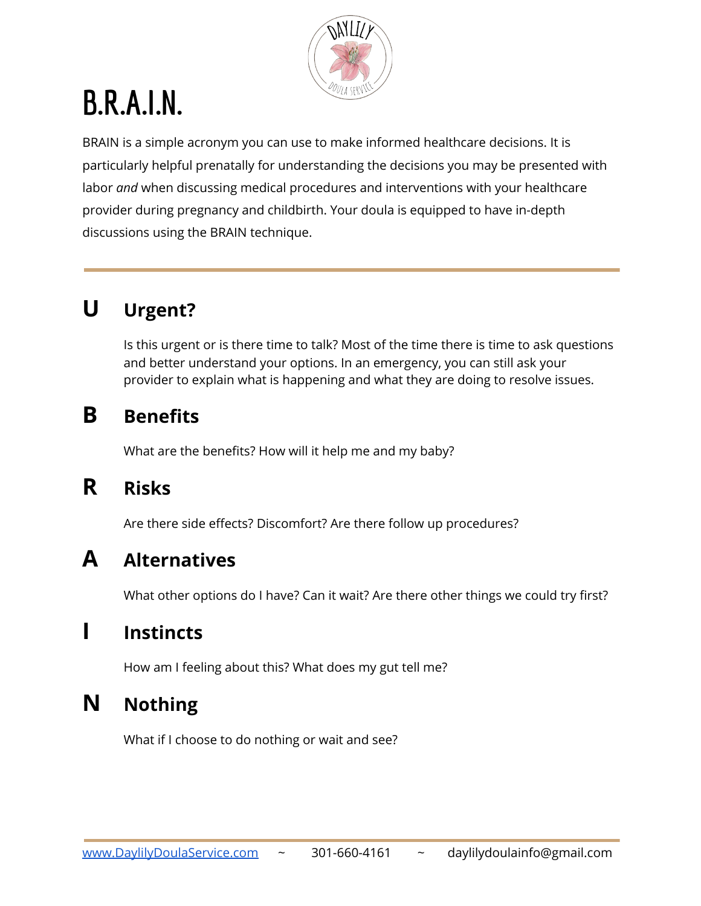# B.R.A.I.N.

BRAIN is a simple acronym you can use to make informed healthcare decisions. It is particularly helpful prenatally for understanding the decisions you may be presented with labor *and* when discussing medical procedures and interventions with your healthcare provider during pregnancy and childbirth. Your doula is equipped to have in-depth discussions using the BRAIN technique.

---

## U — Urgent?

Is this urgent or is there time to talk? Most of the time there is time to ask questions and better understand your options. In an emergency, you can still ask your provider to explain what is happening and what they are doing to resolve issues.

## B — Benefits

What are the benefits? How will it help me and my baby?

## R — Risks

Are there side effects? Discomfort? Are there follow up procedures?

## A — Alternatives

What other options do I have? Can it wait? Are there other things we could try first?

## I — Instincts

How am I feeling about this? What does my gut tell me?

## N — Nothing

What if I choose to do nothing or wait and see?

---

www.DaylilyDoulaService.com ~ 301-660-4161 ~ daylilydoulainfo@gmail.com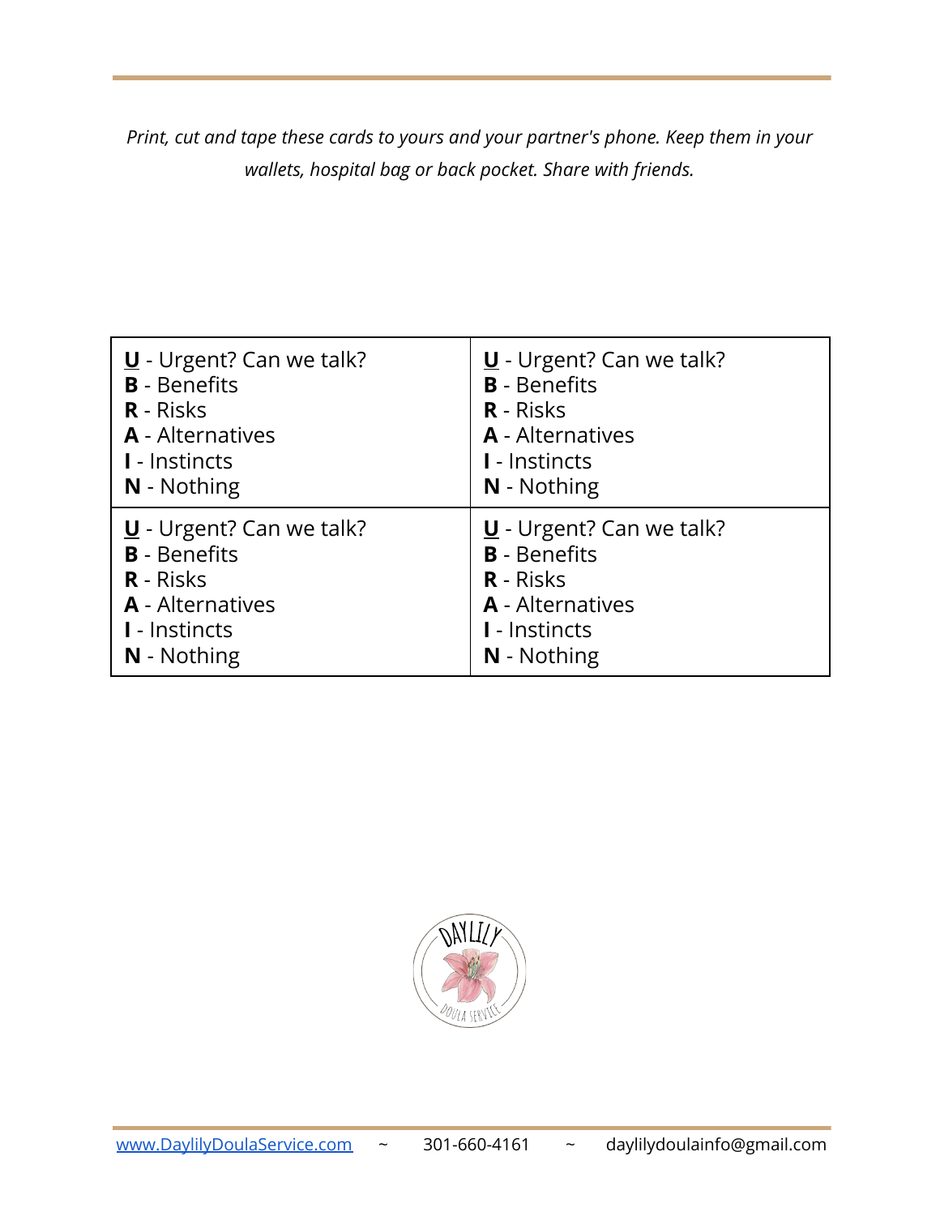*Print, cut and tape these cards to yours and your partner's phone. Keep them in your wallets, hospital bag or back pocket. Share with friends.*

| | |
|---|---|
| **U** - Urgent? Can we talk?<br>**B** - Benefits<br>**R** - Risks<br>**A** - Alternatives<br>**I** - Instincts<br>**N** - Nothing | **U** - Urgent? Can we talk?<br>**B** - Benefits<br>**R** - Risks<br>**A** - Alternatives<br>**I** - Instincts<br>**N** - Nothing |
| **U** - Urgent? Can we talk?<br>**B** - Benefits<br>**R** - Risks<br>**A** - Alternatives<br>**I** - Instincts<br>**N** - Nothing | **U** - Urgent? Can we talk?<br>**B** - Benefits<br>**R** - Risks<br>**A** - Alternatives<br>**I** - Instincts<br>**N** - Nothing |

DAYLILY DOULA SERVICE

[www.DaylilyDoulaService.com](http://www.DaylilyDoulaService.com) ~ 301-660-4161 ~ daylilydoulainfo@gmail.com